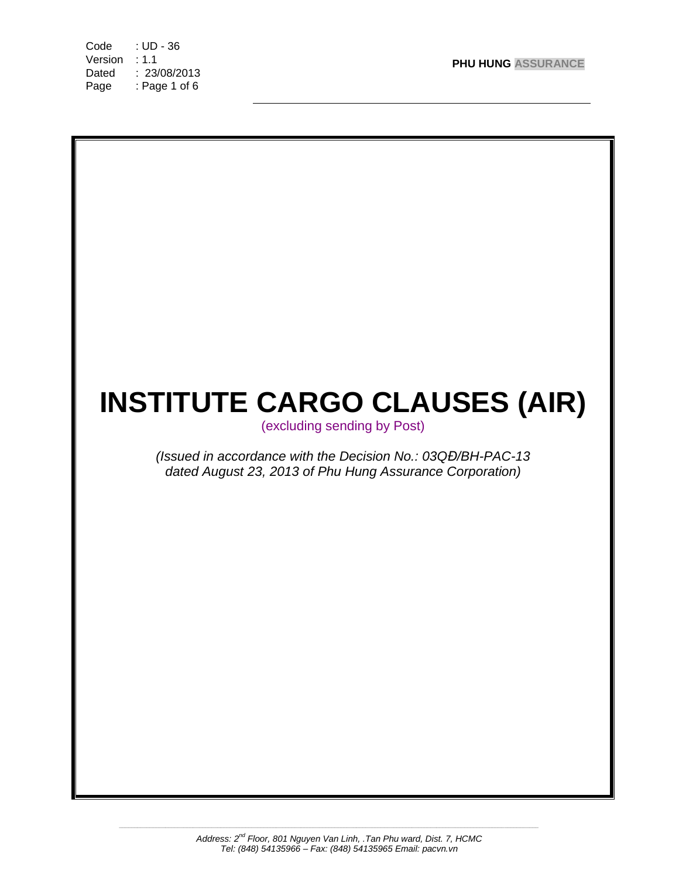Code : UD - 36
Version : 1.1
Dated : 23/08/2013

**PHU HUNG ASSURANCE**

# INSTITUTE CARGO CLAUSES (AIR)

(excluding sending by Post)

*(Issued in accordance with the Decision No.: 03QĐ/BH-PAC-13 dated August 23, 2013 of Phu Hung Assurance Corporation)*

*Address: 2nd Floor, 801 Nguyen Van Linh, .Tan Phu ward, Dist. 7, HCMC*
*Tel: (848) 54135966 – Fax: (848) 54135965 Email: pacvn.vn*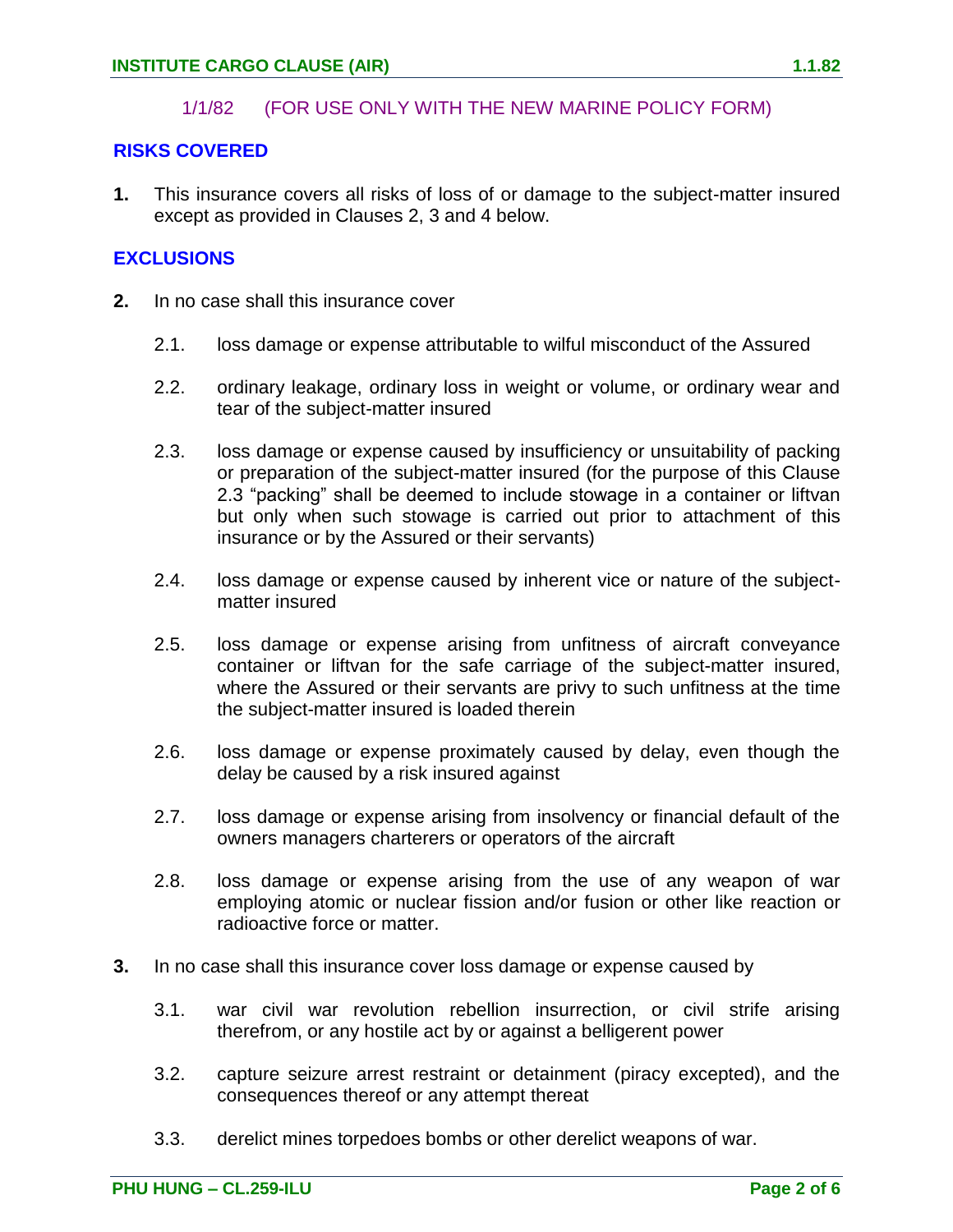1/1/82 (FOR USE ONLY WITH THE NEW MARINE POLICY FORM)

## RISKS COVERED

**1.** This insurance covers all risks of loss of or damage to the subject-matter insured except as provided in Clauses 2, 3 and 4 below.

## EXCLUSIONS

**2.** In no case shall this insurance cover

2.1. loss damage or expense attributable to wilful misconduct of the Assured

2.2. ordinary leakage, ordinary loss in weight or volume, or ordinary wear and tear of the subject-matter insured

2.3. loss damage or expense caused by insufficiency or unsuitability of packing or preparation of the subject-matter insured (for the purpose of this Clause 2.3 "packing" shall be deemed to include stowage in a container or liftvan but only when such stowage is carried out prior to attachment of this insurance or by the Assured or their servants)

2.4. loss damage or expense caused by inherent vice or nature of the subject-matter insured

2.5. loss damage or expense arising from unfitness of aircraft conveyance container or liftvan for the safe carriage of the subject-matter insured, where the Assured or their servants are privy to such unfitness at the time the subject-matter insured is loaded therein

2.6. loss damage or expense proximately caused by delay, even though the delay be caused by a risk insured against

2.7. loss damage or expense arising from insolvency or financial default of the owners managers charterers or operators of the aircraft

2.8. loss damage or expense arising from the use of any weapon of war employing atomic or nuclear fission and/or fusion or other like reaction or radioactive force or matter.

**3.** In no case shall this insurance cover loss damage or expense caused by

3.1. war civil war revolution rebellion insurrection, or civil strife arising therefrom, or any hostile act by or against a belligerent power

3.2. capture seizure arrest restraint or detainment (piracy excepted), and the consequences thereof or any attempt threat

3.3. derelict mines torpedoes bombs or other derelict weapons of war.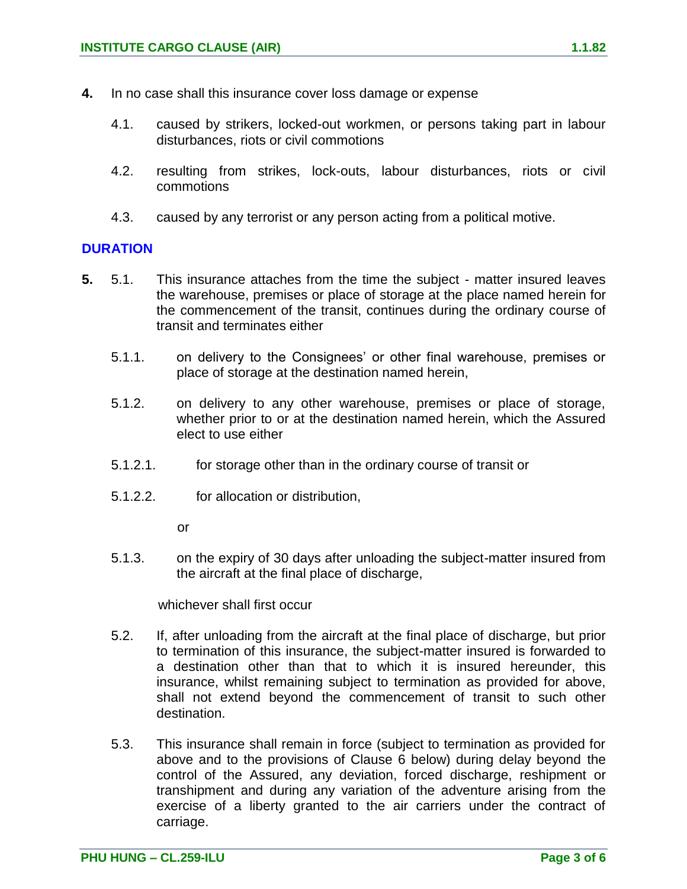**4.** In no case shall this insurance cover loss damage or expense

4.1. caused by strikers, locked-out workmen, or persons taking part in labour disturbances, riots or civil commotions

4.2. resulting from strikes, lock-outs, labour disturbances, riots or civil commotions

4.3. caused by any terrorist or any person acting from a political motive.

## DURATION

**5.** 5.1. This insurance attaches from the time the subject - matter insured leaves the warehouse, premises or place of storage at the place named herein for the commencement of the transit, continues during the ordinary course of transit and terminates either

5.1.1. on delivery to the Consignees' or other final warehouse, premises or place of storage at the destination named herein,

5.1.2. on delivery to any other warehouse, premises or place of storage, whether prior to or at the destination named herein, which the Assured elect to use either

5.1.2.1. for storage other than in the ordinary course of transit or

5.1.2.2. for allocation or distribution,

or

5.1.3. on the expiry of 30 days after unloading the subject-matter insured from the aircraft at the final place of discharge,

whichever shall first occur

5.2. If, after unloading from the aircraft at the final place of discharge, but prior to termination of this insurance, the subject-matter insured is forwarded to a destination other than that to which it is insured hereunder, this insurance, whilst remaining subject to termination as provided for above, shall not extend beyond the commencement of transit to such other destination.

5.3. This insurance shall remain in force (subject to termination as provided for above and to the provisions of Clause 6 below) during delay beyond the control of the Assured, any deviation, forced discharge, reshipment or transhipment and during any variation of the adventure arising from the exercise of a liberty granted to the air carriers under the contract of carriage.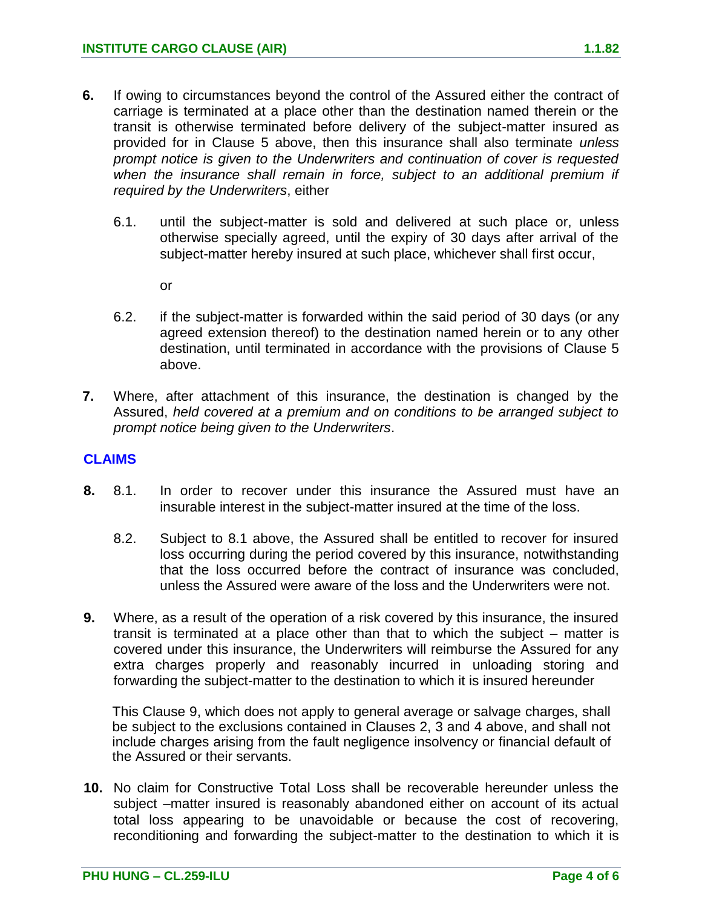**6.** If owing to circumstances beyond the control of the Assured either the contract of carriage is terminated at a place other than the destination named therein or the transit is otherwise terminated before delivery of the subject-matter insured as provided for in Clause 5 above, then this insurance shall also terminate *unless prompt notice is given to the Underwriters and continuation of cover is requested when the insurance shall remain in force, subject to an additional premium if required by the Underwriters*, either

6.1. until the subject-matter is sold and delivered at such place or, unless otherwise specially agreed, until the expiry of 30 days after arrival of the subject-matter hereby insured at such place, whichever shall first occur,

or

6.2. if the subject-matter is forwarded within the said period of 30 days (or any agreed extension thereof) to the destination named herein or to any other destination, until terminated in accordance with the provisions of Clause 5 above.

**7.** Where, after attachment of this insurance, the destination is changed by the Assured, *held covered at a premium and on conditions to be arranged subject to prompt notice being given to the Underwriters*.

## CLAIMS

**8.** 8.1. In order to recover under this insurance the Assured must have an insurable interest in the subject-matter insured at the time of the loss.

8.2. Subject to 8.1 above, the Assured shall be entitled to recover for insured loss occurring during the period covered by this insurance, notwithstanding that the loss occurred before the contract of insurance was concluded, unless the Assured were aware of the loss and the Underwriters were not.

**9.** Where, as a result of the operation of a risk covered by this insurance, the insured transit is terminated at a place other than that to which the subject – matter is covered under this insurance, the Underwriters will reimburse the Assured for any extra charges properly and reasonably incurred in unloading storing and forwarding the subject-matter to the destination to which it is insured hereunder

This Clause 9, which does not apply to general average or salvage charges, shall be subject to the exclusions contained in Clauses 2, 3 and 4 above, and shall not include charges arising from the fault negligence insolvency or financial default of the Assured or their servants.

**10.** No claim for Constructive Total Loss shall be recoverable hereunder unless the subject –matter insured is reasonably abandoned either on account of its actual total loss appearing to be unavoidable or because the cost of recovering, reconditioning and forwarding the subject-matter to the destination to which it is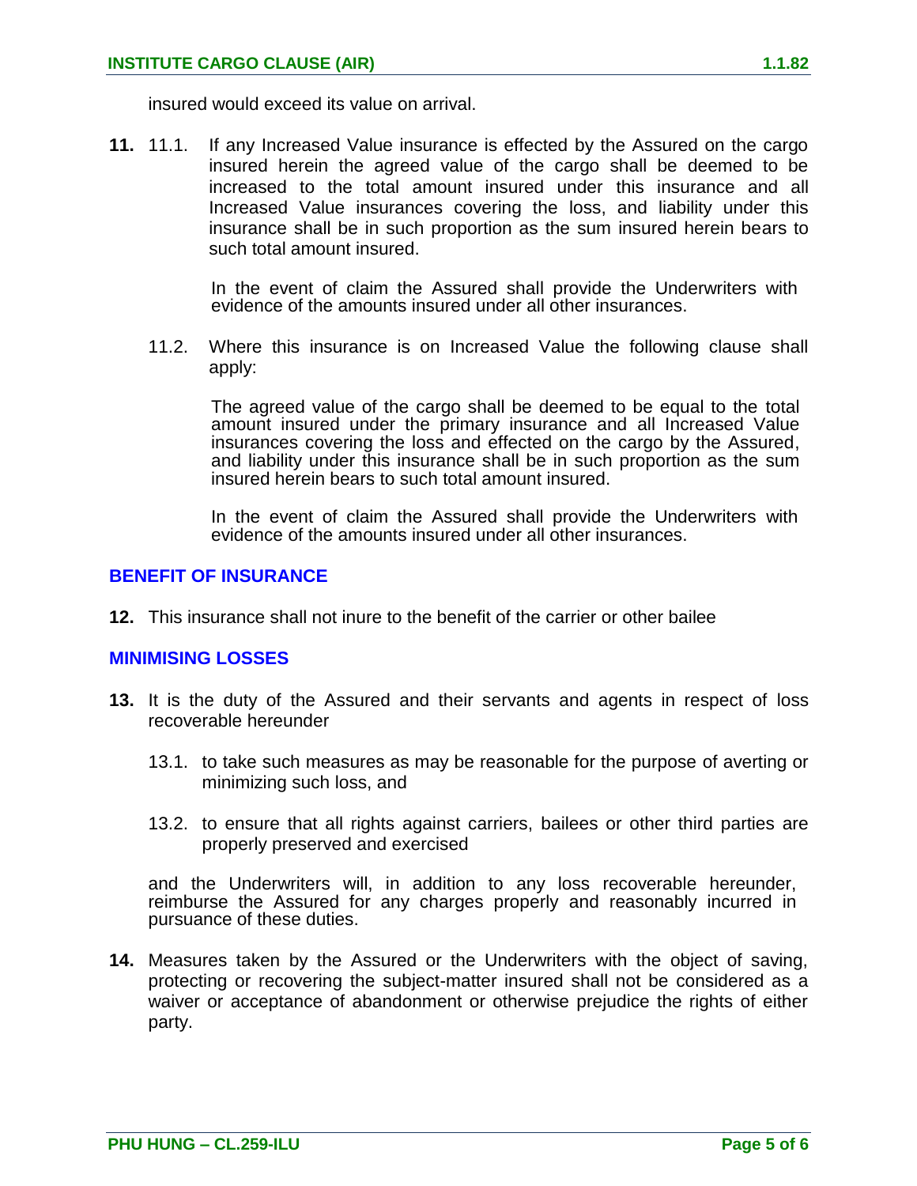insured would exceed its value on arrival.

**11.** 11.1. If any Increased Value insurance is effected by the Assured on the cargo insured herein the agreed value of the cargo shall be deemed to be increased to the total amount insured under this insurance and all Increased Value insurances covering the loss, and liability under this insurance shall be in such proportion as the sum insured herein bears to such total amount insured.

In the event of claim the Assured shall provide the Underwriters with evidence of the amounts insured under all other insurances.

11.2. Where this insurance is on Increased Value the following clause shall apply:

The agreed value of the cargo shall be deemed to be equal to the total amount insured under the primary insurance and all Increased Value insurances covering the loss and effected on the cargo by the Assured, and liability under this insurance shall be in such proportion as the sum insured herein bears to such total amount insured.

In the event of claim the Assured shall provide the Underwriters with evidence of the amounts insured under all other insurances.

## BENEFIT OF INSURANCE

**12.** This insurance shall not inure to the benefit of the carrier or other bailee

## MINIMISING LOSSES

**13.** It is the duty of the Assured and their servants and agents in respect of loss recoverable hereunder

13.1. to take such measures as may be reasonable for the purpose of averting or minimizing such loss, and

13.2. to ensure that all rights against carriers, bailees or other third parties are properly preserved and exercised

and the Underwriters will, in addition to any loss recoverable hereunder, reimburse the Assured for any charges properly and reasonably incurred in pursuance of these duties.

**14.** Measures taken by the Assured or the Underwriters with the object of saving, protecting or recovering the subject-matter insured shall not be considered as a waiver or acceptance of abandonment or otherwise prejudice the rights of either party.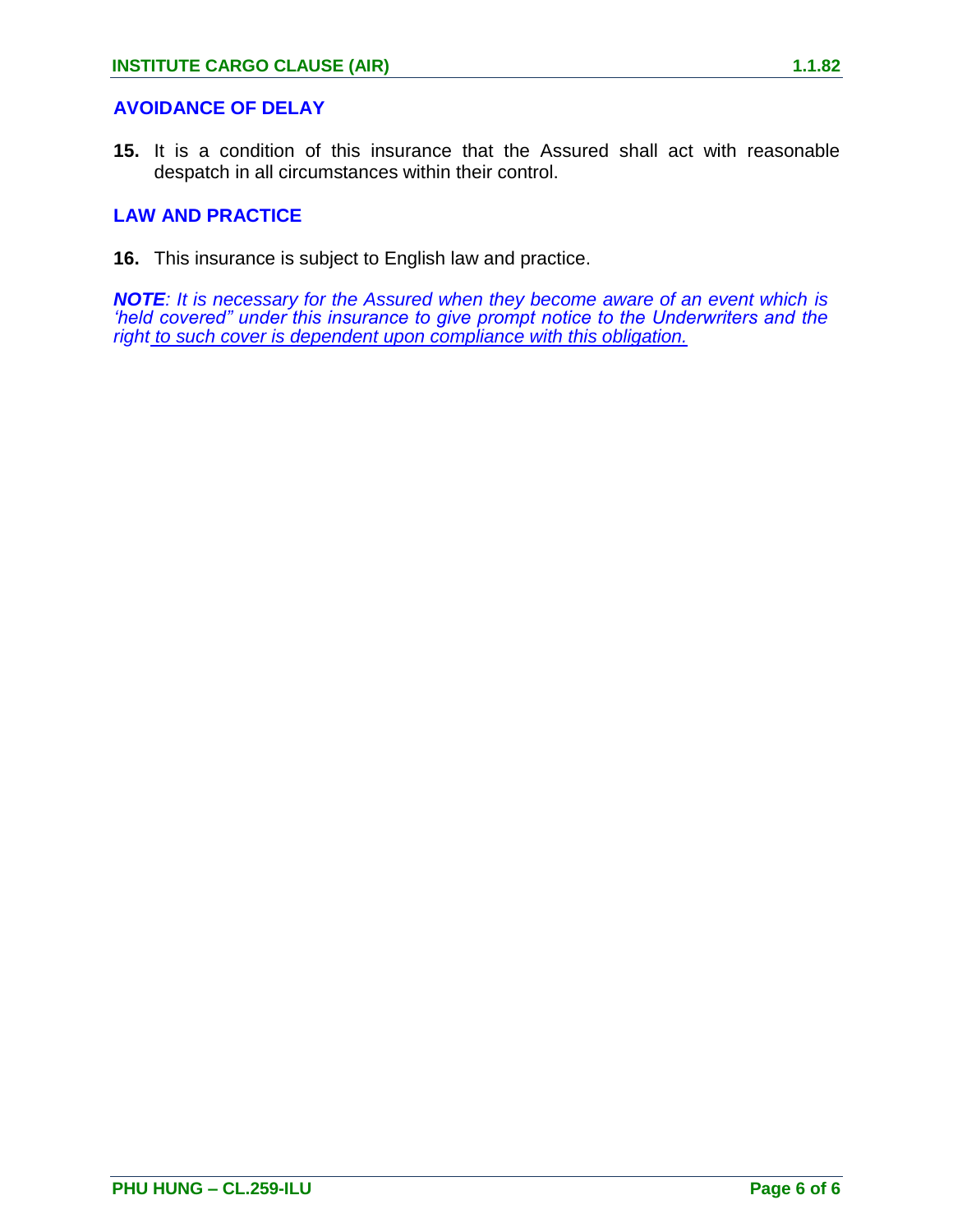## AVOIDANCE OF DELAY

**15.** It is a condition of this insurance that the Assured shall act with reasonable despatch in all circumstances within their control.

## LAW AND PRACTICE

**16.** This insurance is subject to English law and practice.

***NOTE**: It is necessary for the Assured when they become aware of an event which is 'held covered" under this insurance to give prompt notice to the Underwriters and the right to such cover is dependent upon compliance with this obligation.*